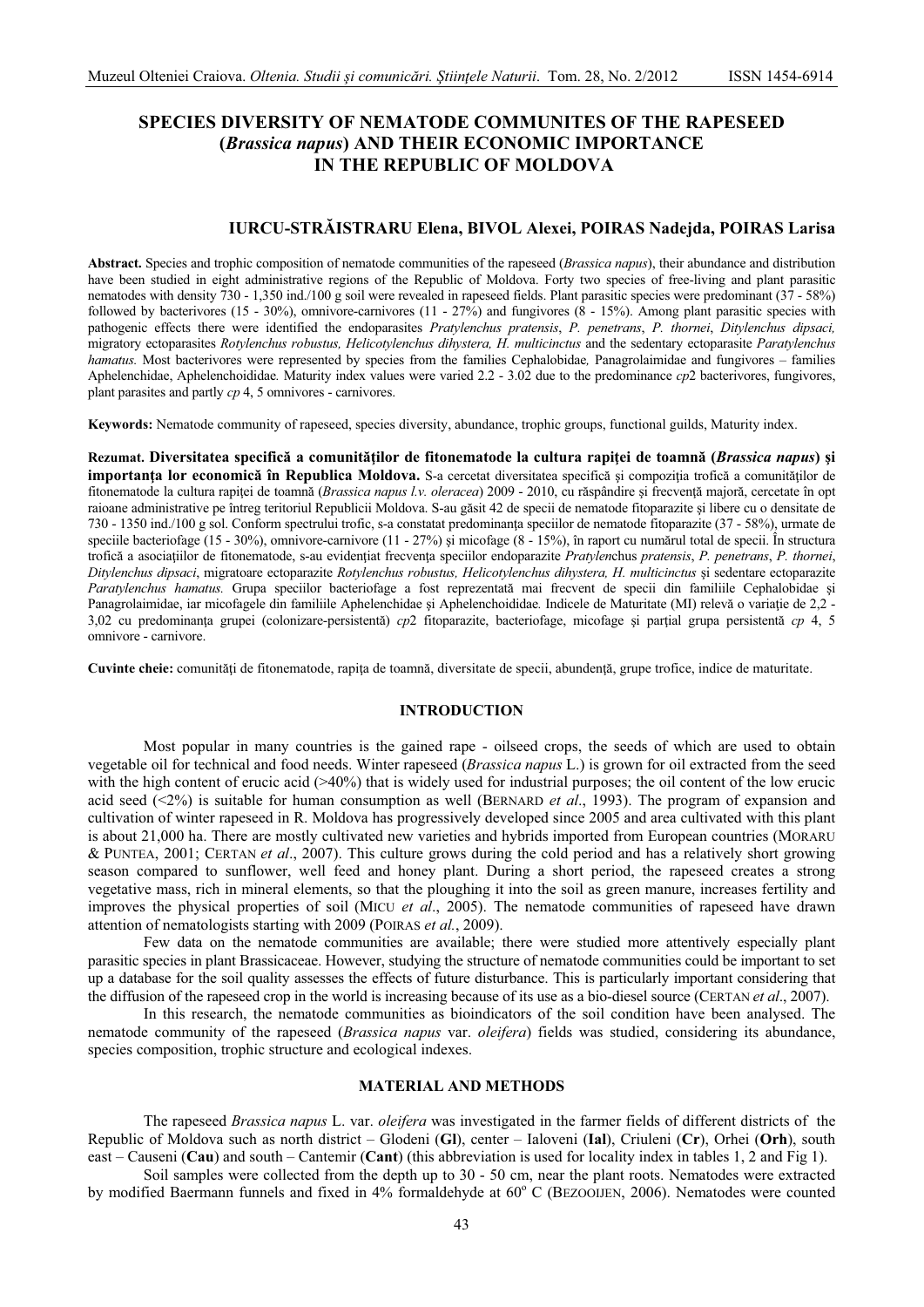# SPECIES DIVERSITY OF NEMATODE COMMUNITES OF THE RAPESEED (*Brassica napus*) AND THEIR ECONOMIC IMPORTANCE IN THE REPUBLIC OF MOLDOVA

**IURCU-STRĂISTRARU Elena, BIVOL Alexei, POIRAS Nadejda, POIRAS Larisa**

**Abstract.** Species and trophic composition of nematode communities of the rapeseed (*Brassica napus*), their abundance and distribution have been studied in eight administrative regions of the Republic of Moldova. Forty two species of free-living and plant parasitic nematodes with density 730 - 1,350 ind./100 g soil were revealed in rapeseed fields. Plant parasitic species were predominant (37 - 58%) followed by bacterivores (15 - 30%), omnivore-carnivores (11 - 27%) and fungivores (8 - 15%). Among plant parasitic species with pathogenic effects there were identified the endoparasites *Pratylenchus pratensis*, *P. penetrans*, *P. thornei*, *Ditylenchus dipsaci,* migratory ectoparasites *Rotylenchus robustus, Helicotylenchus dihystera, H. multicinctus* and the sedentary ectoparasite *Paratylenchus hamatus.* Most bacterivores were represented by species from the families Cephalobidae*,* Panagrolaimidae and fungivores – families Aphelenchidae, Aphelenchoididae*.* Maturity index values were varied 2.2 - 3.02 due to the predominance *cp*2 bacterivores, fungivores, plant parasites and partly *cp* 4, 5 omnivores - carnivores.

**Keywords:** Nematode community of rapeseed, species diversity, abundance, trophic groups, functional guilds, Maturity index.

**Rezumat. Diversitatea specifică a comunităţilor de fitonematode la cultura rapiţei de toamnă (*Brassica napus*) şi importanţa lor economică în Republica Moldova.** S-a cercetat diversitatea specifică şi compoziţia trofică a comunităţilor de fitonematode la cultura rapiţei de toamnă (*Brassica napus l.v. oleracea*) 2009 - 2010, cu răspândire şi frecvenţă majoră, cercetate în opt raioane administrative pe întreg teritoriul Republicii Moldova. S-au găsit 42 de specii de nematode fitoparazite şi libere cu o densitate de 730 - 1350 ind./100 g sol. Conform spectrului trofic, s-a constatat predominanţa speciilor de nematode fitoparazite (37 - 58%), urmate de speciile bacteriofage (15 - 30%), omnivore-carnivore (11 - 27%) şi micofage (8 - 15%), în raport cu numărul total de specii. În structura trofică a asociaţiilor de fitonematode, s-au evidenţiat frecvenţa speciilor endoparazite *Pratylen*chus *pratensis*, *P. penetrans*, *P. thornei*, *Ditylenchus dipsaci*, migratoare ectoparazite *Rotylenchus robustus, Helicotylenchus dihystera, H. multicinctus* şi sedentare ectoparazite *Paratylenchus hamatus.* Grupa speciilor bacteriofage a fost reprezentată mai frecvent de specii din familiile Cephalobidae şi Panagrolaimidae, iar micofagele din familiile Aphelenchidae şi Aphelenchoididae*.* Indicele de Maturitate (MI) relevă o variaţie de 2,2 - 3,02 cu predominanţa grupei (colonizare-persistentă) *cp*2 fitoparazite, bacteriofage, micofage şi parţial grupa persistentă *cp* 4, 5 omnivore - carnivore.

**Cuvinte cheie:** comunităţi de fitonematode, rapiţa de toamnă, diversitate de specii, abundenţă, grupe trofice, indice de maturitate.

## INTRODUCTION

Most popular in many countries is the gained rape - oilseed crops, the seeds of which are used to obtain vegetable oil for technical and food needs. Winter rapeseed (*Brassica napus* L.) is grown for oil extracted from the seed with the high content of erucic acid (>40%) that is widely used for industrial purposes; the oil content of the low erucic acid seed (<2%) is suitable for human consumption as well (BERNARD *et al*., 1993). The program of expansion and cultivation of winter rapeseed in R. Moldova has progressively developed since 2005 and area cultivated with this plant is about 21,000 ha. There are mostly cultivated new varieties and hybrids imported from European countries (MORARU & PUNTEA, 2001; CERTAN *et al*., 2007). This culture grows during the cold period and has a relatively short growing season compared to sunflower, well feed and honey plant. During a short period, the rapeseed creates a strong vegetative mass, rich in mineral elements, so that the ploughing it into the soil as green manure, increases fertility and improves the physical properties of soil (MICU *et al*., 2005). The nematode communities of rapeseed have drawn attention of nematologists starting with 2009 (POIRAS *et al.*, 2009).

Few data on the nematode communities are available; there were studied more attentively especially plant parasitic species in plant Brassicaceae. However, studying the structure of nematode communities could be important to set up a database for the soil quality assesses the effects of future disturbance. This is particularly important considering that the diffusion of the rapeseed crop in the world is increasing because of its use as a bio-diesel source (CERTAN *et al*., 2007).

In this research, the nematode communities as bioindicators of the soil condition have been analysed. The nematode community of the rapeseed (*Brassica napus* var. *oleifera*) fields was studied, considering its abundance, species composition, trophic structure and ecological indexes.

## MATERIAL AND METHODS

The rapeseed *Brassica napus* L. var. *oleifera* was investigated in the farmer fields of different districts of the Republic of Moldova such as north district – Glodeni (**Gl**), center – Ialoveni (**Ial**), Criuleni (**Cr**), Orhei (**Orh**), south east – Causeni (**Cau**) and south – Cantemir (**Cant**) (this abbreviation is used for locality index in tables 1, 2 and Fig 1).

Soil samples were collected from the depth up to 30 - 50 cm, near the plant roots. Nematodes were extracted by modified Baermann funnels and fixed in 4% formaldehyde at 60° C (BEZOOIJEN, 2006). Nematodes were counted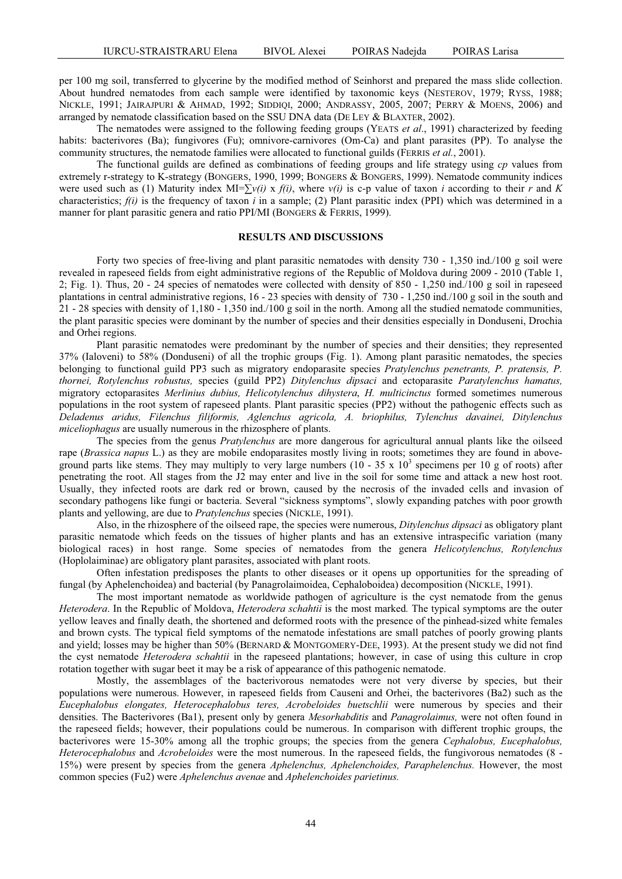per 100 mg soil, transferred to glycerine by the modified method of Seinhorst and prepared the mass slide collection. About hundred nematodes from each sample were identified by taxonomic keys (NESTEROV, 1979; RYSS, 1988; NICKLE, 1991; JAIRAJPURI & AHMAD, 1992; SIDDIQI, 2000; ANDRASSY, 2005, 2007; PERRY & MOENS, 2006) and arranged by nematode classification based on the SSU DNA data (DE LEY & BLAXTER, 2002).

The nematodes were assigned to the following feeding groups (YEATS *et al*., 1991) characterized by feeding habits: bacterivores (Ba); fungivores (Fu); omnivore-carnivores (Om-Ca) and plant parasites (PP). To analyse the community structures, the nematode families were allocated to functional guilds (FERRIS *et al.*, 2001).

The functional guilds are defined as combinations of feeding groups and life strategy using *cp* values from extremely r-strategy to K-strategy (BONGERS, 1990, 1999; BONGERS & BONGERS, 1999). Nematode community indices were used such as (1) Maturity index $MI=\sum v(i) \times f(i)$, where $v(i)$ is c-p value of taxon $i$ according to their $r$ and $K$ characteristics; $f(i)$ is the frequency of taxon $i$ in a sample; (2) Plant parasitic index (PPI) which was determined in a manner for plant parasitic genera and ratio PPI/MI (BONGERS & FERRIS, 1999).

## RESULTS AND DISCUSSIONS

Forty two species of free-living and plant parasitic nematodes with density 730 - 1,350 ind./100 g soil were revealed in rapeseed fields from eight administrative regions of the Republic of Moldova during 2009 - 2010 (Table 1, 2; Fig. 1). Thus, 20 - 24 species of nematodes were collected with density of 850 - 1,250 ind./100 g soil in rapeseed plantations in central administrative regions, 16 - 23 species with density of 730 - 1,250 ind./100 g soil in the south and 21 - 28 species with density of 1,180 - 1,350 ind./100 g soil in the north. Among all the studied nematode communities, the plant parasitic species were dominant by the number of species and their densities especially in Donduseni, Drochia and Orhei regions.

Plant parasitic nematodes were predominant by the number of species and their densities; they represented 37% (Ialoveni) to 58% (Donduseni) of all the trophic groups (Fig. 1). Among plant parasitic nematodes, the species belonging to functional guild PP3 such as migratory endoparasite species *Pratylenchus penetrants, P. pratensis, P. thornei, Rotylenchus robustus,* species (guild PP2) *Ditylenchus dipsaci* and ectoparasite *Paratylenchus hamatus,* migratory ectoparasites *Merlinius dubius, Helicotylenchus dihystera*, *H. multicinctus* formed sometimes numerous populations in the root system of rapeseed plants. Plant parasitic species (PP2) without the pathogenic effects such as *Deladenus aridus, Filenchus filiformis, Aglenchus agricola, A. briophilus, Tylenchus davainei, Ditylenchus miceliophagus* are usually numerous in the rhizosphere of plants.

The species from the genus *Pratylenchus* are more dangerous for agricultural annual plants like the oilseed rape (*Brassica napus* L.) as they are mobile endoparasites mostly living in roots; sometimes they are found in above-ground parts like stems. They may multiply to very large numbers (10 - 35 x $10^3$ specimens per 10 g of roots) after penetrating the root. All stages from the J2 may enter and live in the soil for some time and attack a new host root. Usually, they infected roots are dark red or brown, caused by the necrosis of the invaded cells and invasion of secondary pathogens like fungi or bacteria. Several "sickness symptoms", slowly expanding patches with poor growth plants and yellowing, are due to *Pratylenchus* species (NICKLE, 1991).

Also, in the rhizosphere of the oilseed rape, the species were numerous, *Ditylenchus dipsaci* as obligatory plant parasitic nematode which feeds on the tissues of higher plants and has an extensive intraspecific variation (many biological races) in host range. Some species of nematodes from the genera *Helicotylenchus, Rotylenchus* (Hoplolaiminae) are obligatory plant parasites, associated with plant roots.

Often infestation predisposes the plants to other diseases or it opens up opportunities for the spreading of fungal (by Aphelenchoidea) and bacterial (by Panagrolaimoidea, Cephaloboidea) decomposition (NICKLE, 1991).

The most important nematode as worldwide pathogen of agriculture is the cyst nematode from the genus *Heterodera*. In the Republic of Moldova, *Heterodera schahtii* is the most marked*.* The typical symptoms are the outer yellow leaves and finally death, the shortened and deformed roots with the presence of the pinhead-sized white females and brown cysts. The typical field symptoms of the nematode infestations are small patches of poorly growing plants and yield; losses may be higher than 50% (BERNARD & MONTGOMERY-DEE, 1993). At the present study we did not find the cyst nematode *Heterodera schahtii* in the rapeseed plantations; however, in case of using this culture in crop rotation together with sugar beet it may be a risk of appearance of this pathogenic nematode.

Mostly, the assemblages of the bacterivorous nematodes were not very diverse by species, but their populations were numerous. However, in rapeseed fields from Causeni and Orhei, the bacterivores (Ba2) such as the *Eucephalobus elongates, Heterocephalobus teres, Acrobeloides buetschlii* were numerous by species and their densities. The Bacterivores (Ba1), present only by genera *Mesorhabditis* and *Panagrolaimus,* were not often found in the rapeseed fields; however, their populations could be numerous. In comparison with different trophic groups, the bacterivores were 15-30% among all the trophic groups; the species from the genera *Cephalobus, Eucephalobus, Heterocephalobus* and *Acrobeloides* were the most numerous. In the rapeseed fields, the fungivorous nematodes (8 - 15%) were present by species from the genera *Aphelenchus, Aphelenchoides, Paraphelenchus.* However, the most common species (Fu2) were *Aphelenchus avenae* and *Aphelenchoides parietinus.*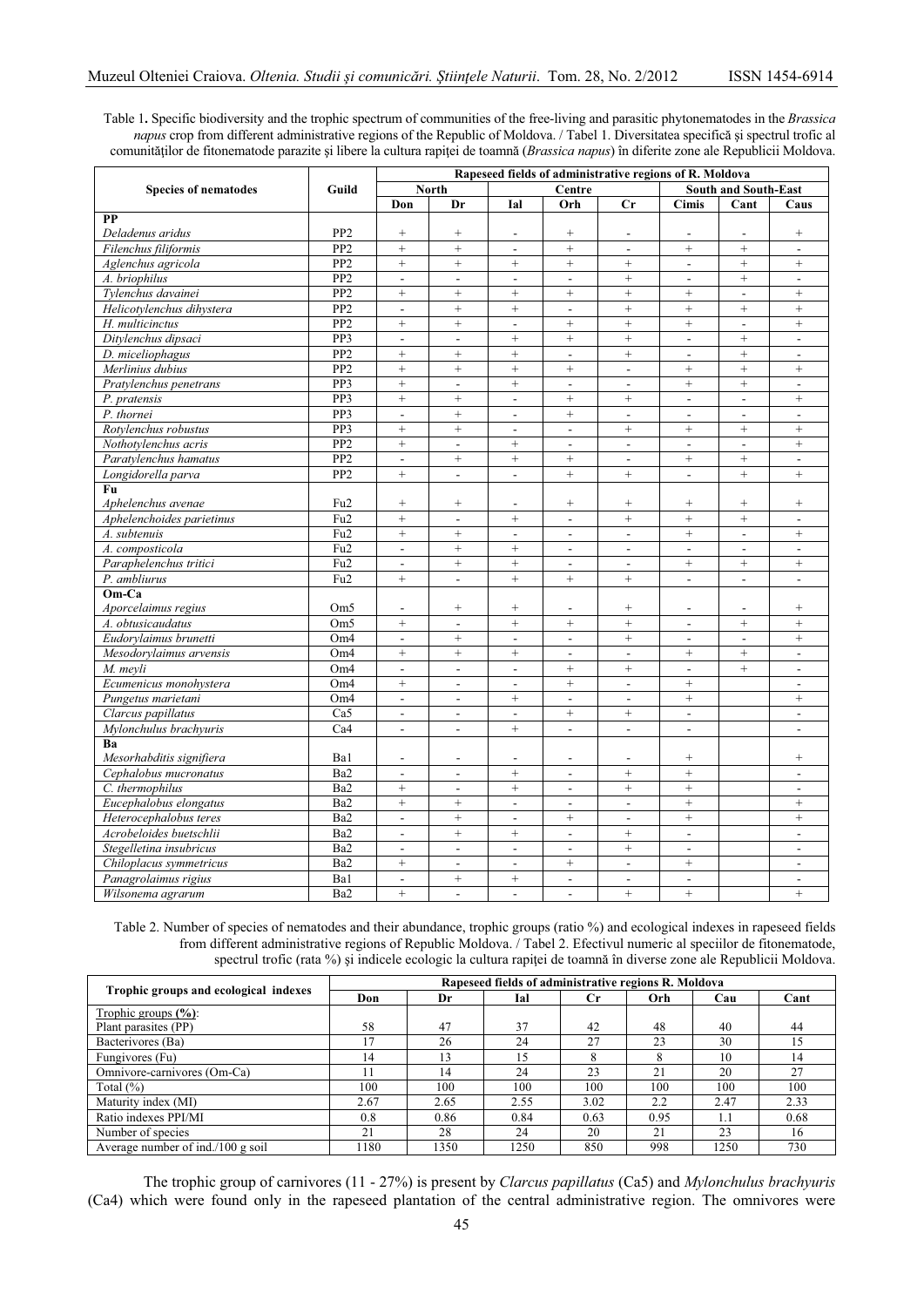Table 1**.** Specific biodiversity and the trophic spectrum of communities of the free-living and parasitic phytonematodes in the *Brassica napus* crop from different administrative regions of the Republic of Moldova. / Tabel 1. Diversitatea specifică şi spectrul trofic al comunităţilor de fitonematode parazite şi libere la cultura rapiţei de toamnă (*Brassica napus*) în diferite zone ale Republicii Moldova.

| Species of nematodes | Guild | Rapeseed fields of administrative regions of R. Moldova | | | | | | | |
|---|---|---|---|---|---|---|---|---|---|
| | | North | | Centre | | | South and South-East | | |
| | | Don | Dr | Ial | Orh | Cr | Cimis | Cant | Caus |
| **PP** | | | | | | | | | |
| *Deladenus aridus* | PP2 | + | + | - | + | - | - | - | + |
| *Filenchus filiformis* | PP2 | + | + | - | + | - | + | + | - |
| *Aglenchus agricola* | PP2 | + | + | + | + | + | - | + | + |
| *A. briophilus* | PP2 | - | - | - | - | + | - | + | - |
| *Tylenchus davainei* | PP2 | + | + | + | + | + | + | - | + |
| *Helicotylenchus dihystera* | PP2 | - | + | + | - | + | + | + | + |
| *H. multicinctus* | PP2 | + | + | - | + | + | + | - | + |
| *Ditylenchus dipsaci* | PP3 | - | - | + | + | + | - | + | - |
| *D. miceliophagus* | PP2 | + | + | + | - | + | - | + | - |
| *Merlinius dubius* | PP2 | + | + | + | + | - | + | + | + |
| *Pratylenchus penetrans* | PP3 | + | - | + | - | - | + | + | - |
| *P. pratensis* | PP3 | + | + | - | + | + | - | - | + |
| *P. thornei* | PP3 | - | + | - | + | - | - | - | - |
| *Rotylenchus robustus* | PP3 | + | + | - | - | + | + | + | + |
| *Nothotylenchus acris* | PP2 | + | - | + | - | - | - | - | + |
| *Paratylenchus hamatus* | PP2 | - | + | + | + | - | + | + | - |
| *Longidorella parva* | PP2 | + | - | - | + | + | - | + | + |
| **Fu** | | | | | | | | | |
| *Aphelenchus avenae* | Fu2 | + | + | - | + | + | + | + | + |
| *Aphelenchoides parietinus* | Fu2 | + | - | + | - | + | + | + | - |
| *A. subtenuis* | Fu2 | + | + | - | - | - | + | - | + |
| *A. composticola* | Fu2 | - | + | + | - | - | - | - | - |
| *Paraphelenchus tritici* | Fu2 | - | + | + | - | - | + | + | + |
| *P. ambliurus* | Fu2 | + | - | + | + | + | - | - | - |
| **Om-Ca** | | | | | | | | | |
| *Aporcelaimus regius* | Om5 | - | + | + | - | + | - | - | + |
| *A. obtusicaudatus* | Om5 | + | - | + | + | + | - | + | + |
| *Eudorylaimus brunetti* | Om4 | - | + | - | - | + | - | - | + |
| *Mesodorylaimus arvensis* | Om4 | + | + | + | - | - | + | + | - |
| *M. meyli* | Om4 | - | - | - | + | + | - | + | - |
| *Ecumenicus monohystera* | Om4 | + | - | - | + | - | + | | - |
| *Pungetus marietani* | Om4 | - | - | + | - | - | + | | + |
| *Clarcus papillatus* | Ca5 | - | - | - | + | + | - | | - |
| *Mylonchulus brachyuris* | Ca4 | - | - | + | - | - | - | | - |
| **Ba** | | | | | | | | | |
| *Mesorhabditis signifiera* | Ba1 | - | - | - | - | - | + | | + |
| *Cephalobus mucronatus* | Ba2 | - | - | + | - | + | + | | - |
| *C. thermophilus* | Ba2 | + | - | + | - | + | + | | - |
| *Eucephalobus elongatus* | Ba2 | + | + | - | - | - | + | | + |
| *Heterocephalobus teres* | Ba2 | - | + | - | + | - | + | | + |
| *Acrobeloides buetschlii* | Ba2 | - | + | + | - | + | - | | - |
| *Stegelletina insubricus* | Ba2 | - | - | - | - | + | - | | - |
| *Chiloplacus symmetricus* | Ba2 | + | - | - | + | - | + | | - |
| *Panagrolaimus rigius* | Ba1 | - | + | + | - | - | - | | - |
| *Wilsonema agrarum* | Ba2 | + | - | - | - | + | + | | + |

Table 2. Number of species of nematodes and their abundance, trophic groups (ratio %) and ecological indexes in rapeseed fields from different administrative regions of Republic Moldova. / Tabel 2. Efectivul numeric al speciilor de fitonematode, spectrul trofic (rata %) şi indicele ecologic la cultura rapiţei de toamnă în diverse zone ale Republicii Moldova.

| Trophic groups and ecological indexes | Rapeseed fields of administrative regions R. Moldova | | | | | | |
|---|---|---|---|---|---|---|---|
| | Don | Dr | Ial | Cr | Orh | Cau | Cant |
| Trophic groups **(%)**: | | | | | | | |
| Plant parasites (PP) | 58 | 47 | 37 | 42 | 48 | 40 | 44 |
| Bacterivores (Ba) | 17 | 26 | 24 | 27 | 23 | 30 | 15 |
| Fungivores (Fu) | 14 | 13 | 15 | 8 | 8 | 10 | 14 |
| Omnivore-carnivores (Om-Ca) | 11 | 14 | 24 | 23 | 21 | 20 | 27 |
| Total (%) | 100 | 100 | 100 | 100 | 100 | 100 | 100 |
| Maturity index (MI) | 2.67 | 2.65 | 2.55 | 3.02 | 2.2 | 2.47 | 2.33 |
| Ratio indexes PPI/MI | 0.8 | 0.86 | 0.84 | 0.63 | 0.95 | 1.1 | 0.68 |
| Number of species | 21 | 28 | 24 | 20 | 21 | 23 | 16 |
| Average number of ind./100 g soil | 1180 | 1350 | 1250 | 850 | 998 | 1250 | 730 |

The trophic group of carnivores (11 - 27%) is present by *Clarcus papillatus* (Ca5) and *Mylonchulus brachyuris* (Ca4) which were found only in the rapeseed plantation of the central administrative region. The omnivores were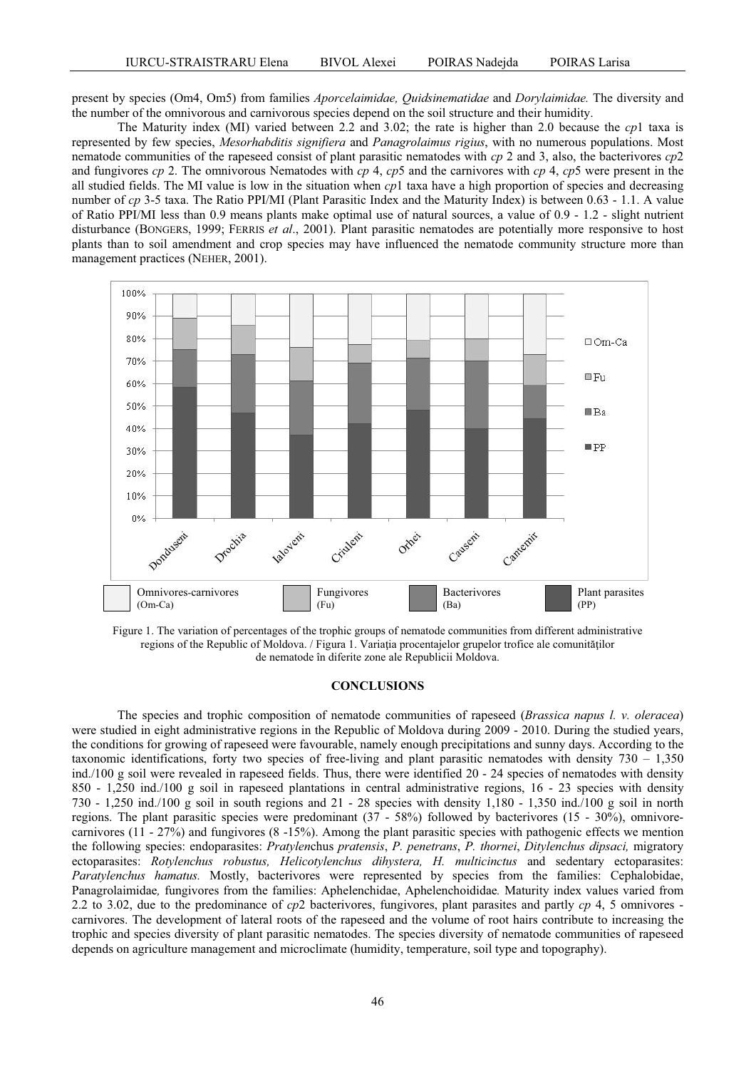present by species (Om4, Om5) from families *Aporcelaimidae, Quidsinematidae* and *Dorylaimidae.* The diversity and the number of the omnivorous and carnivorous species depend on the soil structure and their humidity.

The Maturity index (MI) varied between 2.2 and 3.02; the rate is higher than 2.0 because the *cp*1 taxa is represented by few species, *Mesorhabditis signifiera* and *Panagrolaimus rigius*, with no numerous populations. Most nematode communities of the rapeseed consist of plant parasitic nematodes with *cp* 2 and 3, also, the bacterivores *cp*2 and fungivores *cp* 2. The omnivorous Nematodes with *cp* 4, *cp*5 and the carnivores with *cp* 4, *cp*5 were present in the all studied fields. The MI value is low in the situation when *cp*1 taxa have a high proportion of species and decreasing number of *cp* 3-5 taxa. The Ratio PPI/MI (Plant Parasitic Index and the Maturity Index) is between 0.63 - 1.1. A value of Ratio PPI/MI less than 0.9 means plants make optimal use of natural sources, a value of 0.9 - 1.2 - slight nutrient disturbance (BONGERS, 1999; FERRIS *et al*., 2001). Plant parasitic nematodes are potentially more responsive to host plants than to soil amendment and crop species may have influenced the nematode community structure more than management practices (NEHER, 2001).

Figure 1. The variation of percentages of the trophic groups of nematode communities from different administrative regions of the Republic of Moldova. / Figura 1. Variația procentajelor grupelor trofice ale comunităților de nematode în diferite zone ale Republicii Moldova.

## CONCLUSIONS

The species and trophic composition of nematode communities of rapeseed (*Brassica napus l. v. oleracea*) were studied in eight administrative regions in the Republic of Moldova during 2009 - 2010. During the studied years, the conditions for growing of rapeseed were favourable, namely enough precipitations and sunny days. According to the taxonomic identifications, forty two species of free-living and plant parasitic nematodes with density 730 – 1,350 ind./100 g soil were revealed in rapeseed fields. Thus, there were identified 20 - 24 species of nematodes with density 850 - 1,250 ind./100 g soil in rapeseed plantations in central administrative regions, 16 - 23 species with density 730 - 1,250 ind./100 g soil in south regions and 21 - 28 species with density 1,180 - 1,350 ind./100 g soil in north regions. The plant parasitic species were predominant (37 - 58%) followed by bacterivores (15 - 30%), omnivore-carnivores (11 - 27%) and fungivores (8 -15%). Among the plant parasitic species with pathogenic effects we mention the following species: endoparasites: *Pratylen*chus *pratensis*, *P. penetrans*, *P. thornei*, *Ditylenchus dipsaci,* migratory ectoparasites: *Rotylenchus robustus, Helicotylenchus dihystera, H. multicinctus* and sedentary ectoparasites: *Paratylenchus hamatus.* Mostly, bacterivores were represented by species from the families: Cephalobidae, Panagrolaimidae*,* fungivores from the families: Aphelenchidae, Aphelenchoididae*.* Maturity index values varied from 2.2 to 3.02, due to the predominance of *cp*2 bacterivores, fungivores, plant parasites and partly *cp* 4, 5 omnivores - carnivores. The development of lateral roots of the rapeseed and the volume of root hairs contribute to increasing the trophic and species diversity of plant parasitic nematodes. The species diversity of nematode communities of rapeseed depends on agriculture management and microclimate (humidity, temperature, soil type and topography).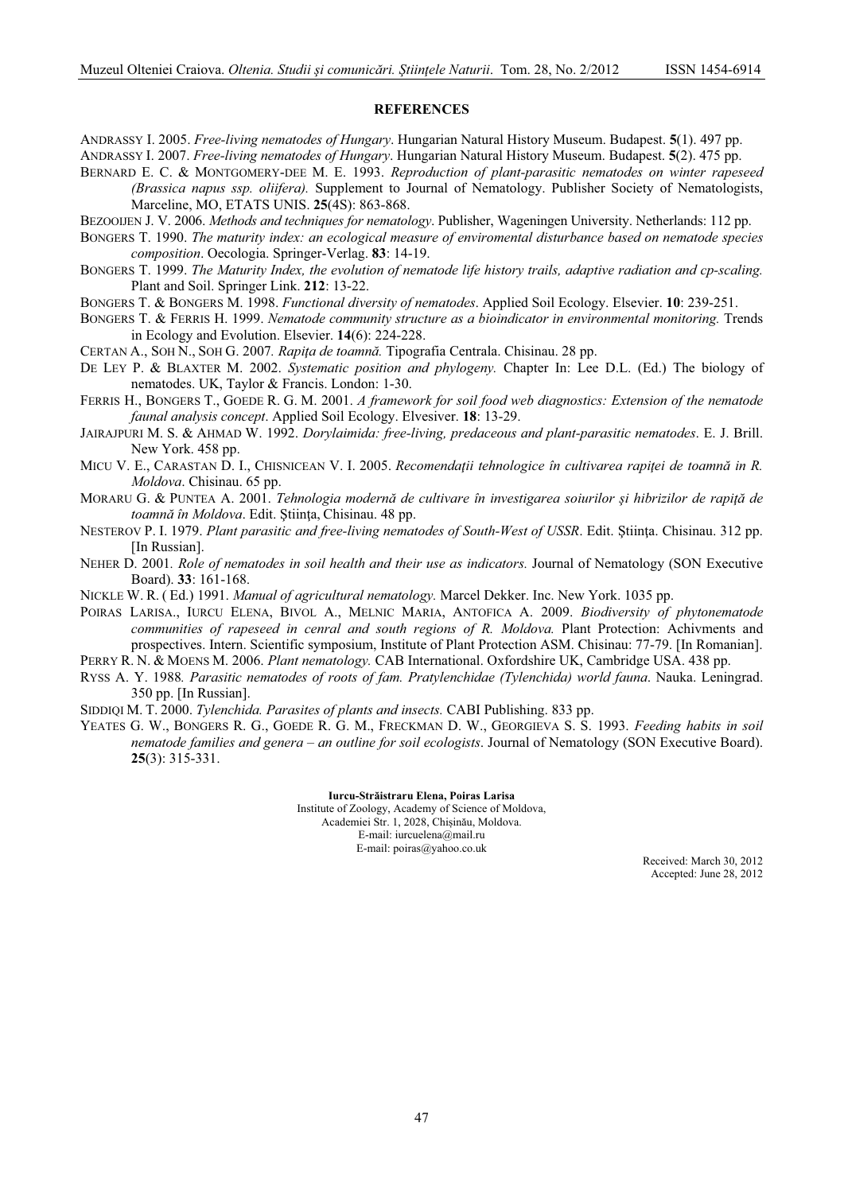## REFERENCES

ANDRASSY I. 2005. *Free-living nematodes of Hungary*. Hungarian Natural History Museum. Budapest. **5**(1). 497 pp.

ANDRASSY I. 2007. *Free-living nematodes of Hungary*. Hungarian Natural History Museum. Budapest. **5**(2). 475 pp.

BERNARD E. C. & MONTGOMERY-DEE M. E. 1993. *Reproduction of plant-parasitic nematodes on winter rapeseed (Brassica napus ssp. oliifera).* Supplement to Journal of Nematology. Publisher Society of Nematologists, Marceline, MO, ETATS UNIS. **25**(4S): 863-868.

BEZOOIJEN J. V. 2006. *Methods and techniques for nematology*. Publisher, Wageningen University. Netherlands: 112 pp.

BONGERS T. 1990. *The maturity index: an ecological measure of enviromental disturbance based on nematode species composition*. Oecologia. Springer-Verlag. **83**: 14-19.

BONGERS T. 1999. *The Maturity Index, the evolution of nematode life history trails, adaptive radiation and cp-scaling.* Plant and Soil. Springer Link. **212**: 13-22.

BONGERS T. & BONGERS M. 1998. *Functional diversity of nematodes*. Applied Soil Ecology. Elsevier. **10**: 239-251.

BONGERS T. & FERRIS H. 1999. *Nematode community structure as a bioindicator in environmental monitoring.* Trends in Ecology and Evolution. Elsevier. **14**(6): 224-228.

CERTAN A., SOH N., SOH G. 2007*. Rapiţa de toamnă.* Tipografia Centrala. Chisinau. 28 pp.

DE LEY P. & BLAXTER M. 2002. *Systematic position and phylogeny.* Chapter In: Lee D.L. (Ed.) The biology of nematodes. UK, Taylor & Francis. London: 1-30.

FERRIS H., BONGERS T., GOEDE R. G. M. 2001. *A framework for soil food web diagnostics: Extension of the nematode faunal analysis concept*. Applied Soil Ecology. Elvesiver. **18**: 13-29.

JAIRAJPURI M. S. & AHMAD W. 1992. *Dorylaimida: free-living, predaceous and plant-parasitic nematodes*. E. J. Brill. New York. 458 pp.

MICU V. E., CARASTAN D. I., CHISNICEAN V. I. 2005. *Recomendaţii tehnologice în cultivarea rapiţei de toamnă in R. Moldova*. Chisinau. 65 pp.

MORARU G. & PUNTEA A. 2001. *Tehnologia modernă de cultivare în investigarea soiurilor şi hibrizilor de rapiţă de toamnă în Moldova*. Edit. Ştiinţa, Chisinau. 48 pp.

NESTEROV P. I. 1979. *Plant parasitic and free-living nematodes of South-West of USSR*. Edit. Ştiinţa. Chisinau. 312 pp. [In Russian].

NEHER D. 2001*. Role of nematodes in soil health and their use as indicators.* Journal of Nematology (SON Executive Board). **33**: 161-168.

NICKLE W. R. ( Ed.) 1991. *Manual of agricultural nematology.* Marcel Dekker. Inc. New York. 1035 pp.

POIRAS LARISA., IURCU ELENA, BIVOL A., MELNIC MARIA, ANTOFICA A. 2009. *Biodiversity of phytonematode communities of rapeseed in cenral and south regions of R. Moldova.* Plant Protection: Achivments and prospectives. Intern. Scientific symposium, Institute of Plant Protection ASM. Chisinau: 77-79. [In Romanian].

PERRY R. N. & MOENS M. 2006. *Plant nematology.* CAB International. Oxfordshire UK, Cambridge USA. 438 pp.

RYSS A. Y. 1988*. Parasitic nematodes of roots of fam. Pratylenchidae (Tylenchida) world fauna*. Nauka. Leningrad. 350 pp. [In Russian].

SIDDIQI M. T. 2000. *Tylenchida. Parasites of plants and insects.* CABI Publishing. 833 pp.

YEATES G. W., BONGERS R. G., GOEDE R. G. M., FRECKMAN D. W., GEORGIEVA S. S. 1993. *Feeding habits in soil nematode families and genera – an outline for soil ecologists*. Journal of Nematology (SON Executive Board). **25**(3): 315-331.

**Iurcu-Străistraru Elena, Poiras Larisa**
Institute of Zoology, Academy of Science of Moldova,
Academiei Str. 1, 2028, Chişinău, Moldova.
E-mail: iurcuelena@mail.ru
E-mail: poiras@yahoo.co.uk

Received: March 30, 2012
Accepted: June 28, 2012